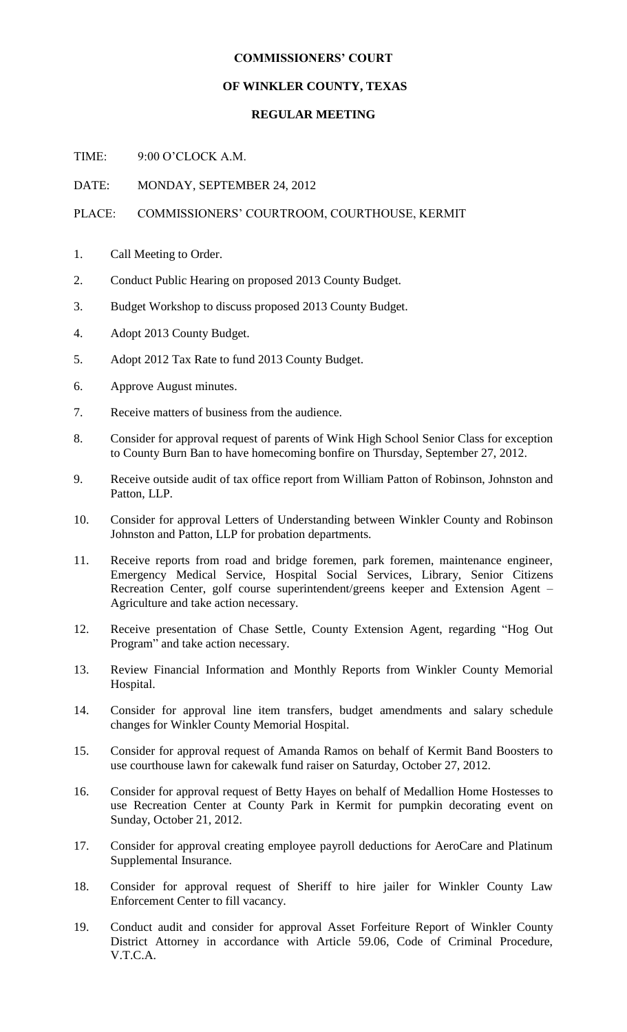**COMMISSIONERS' COURT**

**OF WINKLER COUNTY, TEXAS**

**REGULAR MEETING**

TIME: 9:00 O'CLOCK A.M.

DATE: MONDAY, SEPTEMBER 24, 2012

PLACE: COMMISSIONERS' COURTROOM, COURTHOUSE, KERMIT

1. Call Meeting to Order.
2. Conduct Public Hearing on proposed 2013 County Budget.
3. Budget Workshop to discuss proposed 2013 County Budget.
4. Adopt 2013 County Budget.
5. Adopt 2012 Tax Rate to fund 2013 County Budget.
6. Approve August minutes.
7. Receive matters of business from the audience.
8. Consider for approval request of parents of Wink High School Senior Class for exception to County Burn Ban to have homecoming bonfire on Thursday, September 27, 2012.
9. Receive outside audit of tax office report from William Patton of Robinson, Johnston and Patton, LLP.
10. Consider for approval Letters of Understanding between Winkler County and Robinson Johnston and Patton, LLP for probation departments.
11. Receive reports from road and bridge foremen, park foremen, maintenance engineer, Emergency Medical Service, Hospital Social Services, Library, Senior Citizens Recreation Center, golf course superintendent/greens keeper and Extension Agent – Agriculture and take action necessary.
12. Receive presentation of Chase Settle, County Extension Agent, regarding "Hog Out Program" and take action necessary.
13. Review Financial Information and Monthly Reports from Winkler County Memorial Hospital.
14. Consider for approval line item transfers, budget amendments and salary schedule changes for Winkler County Memorial Hospital.
15. Consider for approval request of Amanda Ramos on behalf of Kermit Band Boosters to use courthouse lawn for cakewalk fund raiser on Saturday, October 27, 2012.
16. Consider for approval request of Betty Hayes on behalf of Medallion Home Hostesses to use Recreation Center at County Park in Kermit for pumpkin decorating event on Sunday, October 21, 2012.
17. Consider for approval creating employee payroll deductions for AeroCare and Platinum Supplemental Insurance.
18. Consider for approval request of Sheriff to hire jailer for Winkler County Law Enforcement Center to fill vacancy.
19. Conduct audit and consider for approval Asset Forfeiture Report of Winkler County District Attorney in accordance with Article 59.06, Code of Criminal Procedure, V.T.C.A.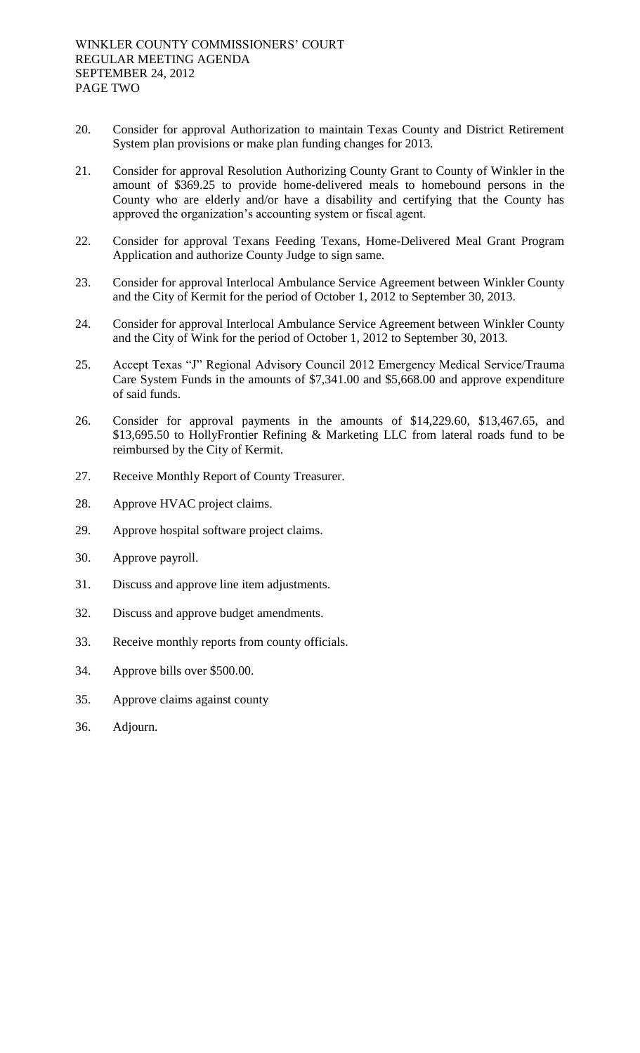20. Consider for approval Authorization to maintain Texas County and District Retirement System plan provisions or make plan funding changes for 2013.

21. Consider for approval Resolution Authorizing County Grant to County of Winkler in the amount of $369.25 to provide home-delivered meals to homebound persons in the County who are elderly and/or have a disability and certifying that the County has approved the organization's accounting system or fiscal agent.

22. Consider for approval Texans Feeding Texans, Home-Delivered Meal Grant Program Application and authorize County Judge to sign same.

23. Consider for approval Interlocal Ambulance Service Agreement between Winkler County and the City of Kermit for the period of October 1, 2012 to September 30, 2013.

24. Consider for approval Interlocal Ambulance Service Agreement between Winkler County and the City of Wink for the period of October 1, 2012 to September 30, 2013.

25. Accept Texas "J" Regional Advisory Council 2012 Emergency Medical Service/Trauma Care System Funds in the amounts of $7,341.00 and $5,668.00 and approve expenditure of said funds.

26. Consider for approval payments in the amounts of $14,229.60, $13,467.65, and $13,695.50 to HollyFrontier Refining & Marketing LLC from lateral roads fund to be reimbursed by the City of Kermit.

27. Receive Monthly Report of County Treasurer.

28. Approve HVAC project claims.

29. Approve hospital software project claims.

30. Approve payroll.

31. Discuss and approve line item adjustments.

32. Discuss and approve budget amendments.

33. Receive monthly reports from county officials.

34. Approve bills over $500.00.

35. Approve claims against county

36. Adjourn.